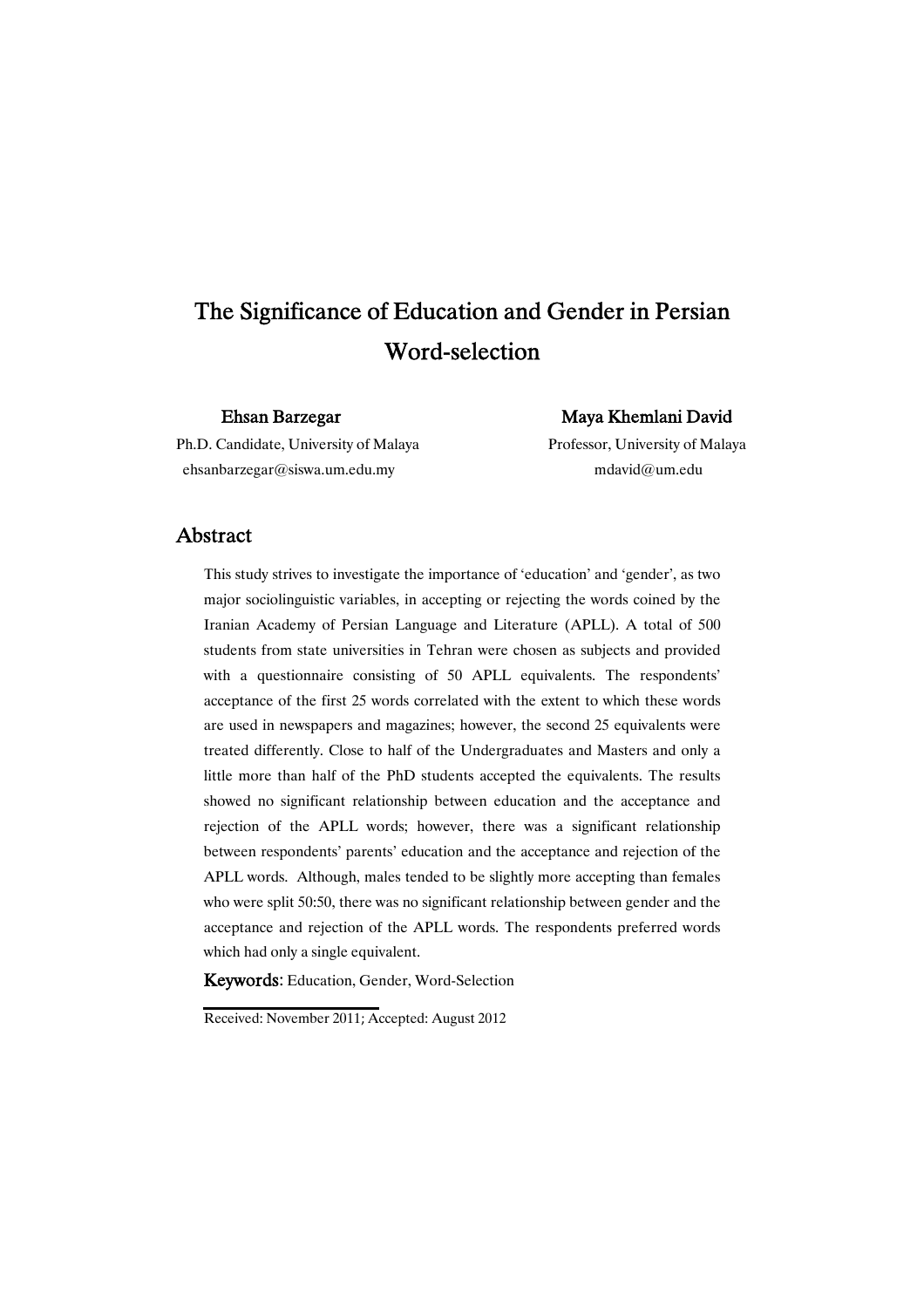# The Significance of Education and Gender in Persian Word-selection

**Ehsan Barzegar**
Ph.D. Candidate, University of Malaya
ehsanbarzegar@siswa.um.edu.my

**Maya Khemlani David**
Professor, University of Malaya
mdavid@um.edu

## Abstract

This study strives to investigate the importance of 'education' and 'gender', as two major sociolinguistic variables, in accepting or rejecting the words coined by the Iranian Academy of Persian Language and Literature (APLL). A total of 500 students from state universities in Tehran were chosen as subjects and provided with a questionnaire consisting of 50 APLL equivalents. The respondents' acceptance of the first 25 words correlated with the extent to which these words are used in newspapers and magazines; however, the second 25 equivalents were treated differently. Close to half of the Undergraduates and Masters and only a little more than half of the PhD students accepted the equivalents. The results showed no significant relationship between education and the acceptance and rejection of the APLL words; however, there was a significant relationship between respondents' parents' education and the acceptance and rejection of the APLL words. Although, males tended to be slightly more accepting than females who were split 50:50, there was no significant relationship between gender and the acceptance and rejection of the APLL words. The respondents preferred words which had only a single equivalent.

**Keywords:** Education, Gender, Word-Selection

Received: November 2011; Accepted: August 2012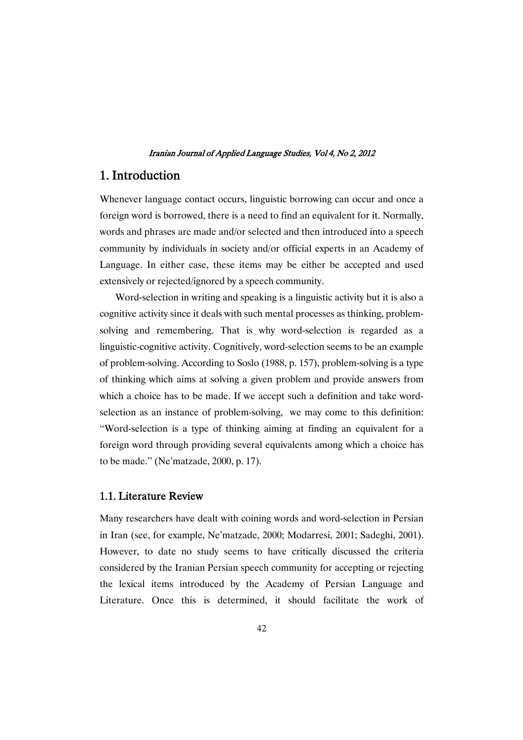# 1. Introduction

Whenever language contact occurs, linguistic borrowing can occur and once a foreign word is borrowed, there is a need to find an equivalent for it. Normally, words and phrases are made and/or selected and then introduced into a speech community by individuals in society and/or official experts in an Academy of Language. In either case, these items may be either be accepted and used extensively or rejected/ignored by a speech community.

Word-selection in writing and speaking is a linguistic activity but it is also a cognitive activity since it deals with such mental processes as thinking, problem-solving and remembering. That is why word-selection is regarded as a linguistic-cognitive activity. Cognitively, word-selection seems to be an example of problem-solving. According to Soslo (1988, p. 157), problem-solving is a type of thinking which aims at solving a given problem and provide answers from which a choice has to be made. If we accept such a definition and take word-selection as an instance of problem-solving, we may come to this definition: "Word-selection is a type of thinking aiming at finding an equivalent for a foreign word through providing several equivalents among which a choice has to be made." (Ne'matzade, 2000, p. 17).

## 1.1. Literature Review

Many researchers have dealt with coining words and word-selection in Persian in Iran (see, for example, Ne'matzade, 2000; Modarresi, 2001; Sadeghi, 2001). However, to date no study seems to have critically discussed the criteria considered by the Iranian Persian speech community for accepting or rejecting the lexical items introduced by the Academy of Persian Language and Literature. Once this is determined, it should facilitate the work of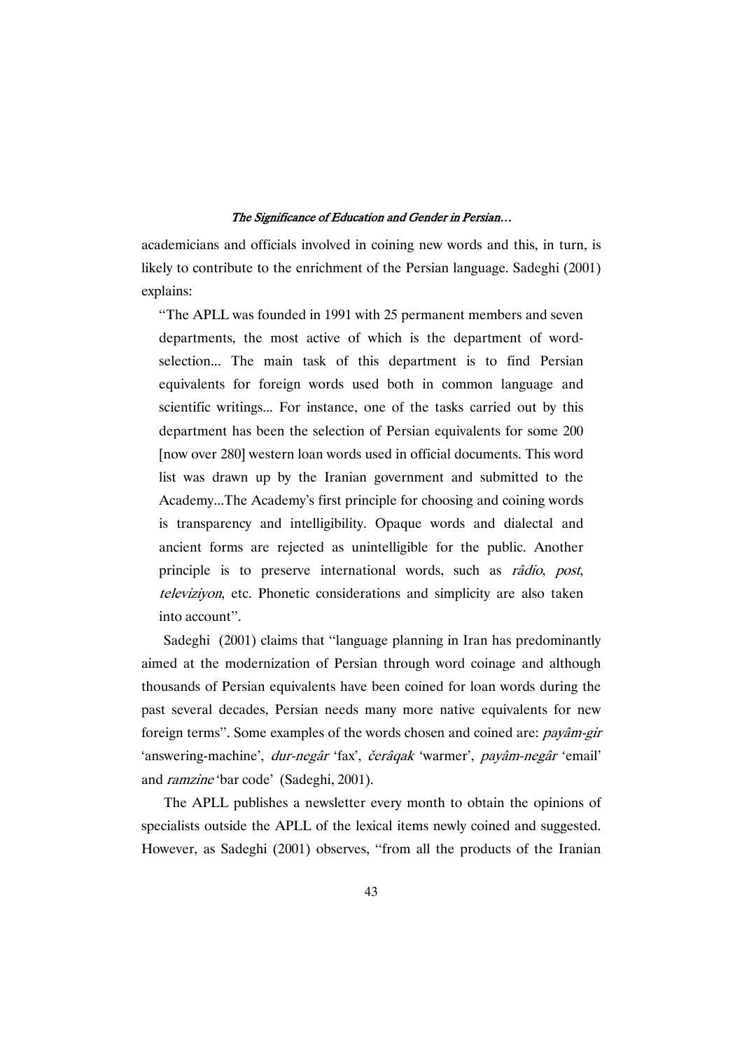academicians and officials involved in coining new words and this, in turn, is likely to contribute to the enrichment of the Persian language. Sadeghi (2001) explains:

> "The APLL was founded in 1991 with 25 permanent members and seven departments, the most active of which is the department of word-selection... The main task of this department is to find Persian equivalents for foreign words used both in common language and scientific writings... For instance, one of the tasks carried out by this department has been the selection of Persian equivalents for some 200 [now over 280] western loan words used in official documents. This word list was drawn up by the Iranian government and submitted to the Academy...The Academy's first principle for choosing and coining words is transparency and intelligibility. Opaque words and dialectal and ancient forms are rejected as unintelligible for the public. Another principle is to preserve international words, such as *râdio*, *post*, *televiziyon*, etc. Phonetic considerations and simplicity are also taken into account".

Sadeghi (2001) claims that "language planning in Iran has predominantly aimed at the modernization of Persian through word coinage and although thousands of Persian equivalents have been coined for loan words during the past several decades, Persian needs many more native equivalents for new foreign terms". Some examples of the words chosen and coined are: *payâm-gir* 'answering-machine', *dur-negâr* 'fax', *čerâqak* 'warmer', *payâm-negâr* 'email' and *ramzine* 'bar code' (Sadeghi, 2001).

The APLL publishes a newsletter every month to obtain the opinions of specialists outside the APLL of the lexical items newly coined and suggested. However, as Sadeghi (2001) observes, "from all the products of the Iranian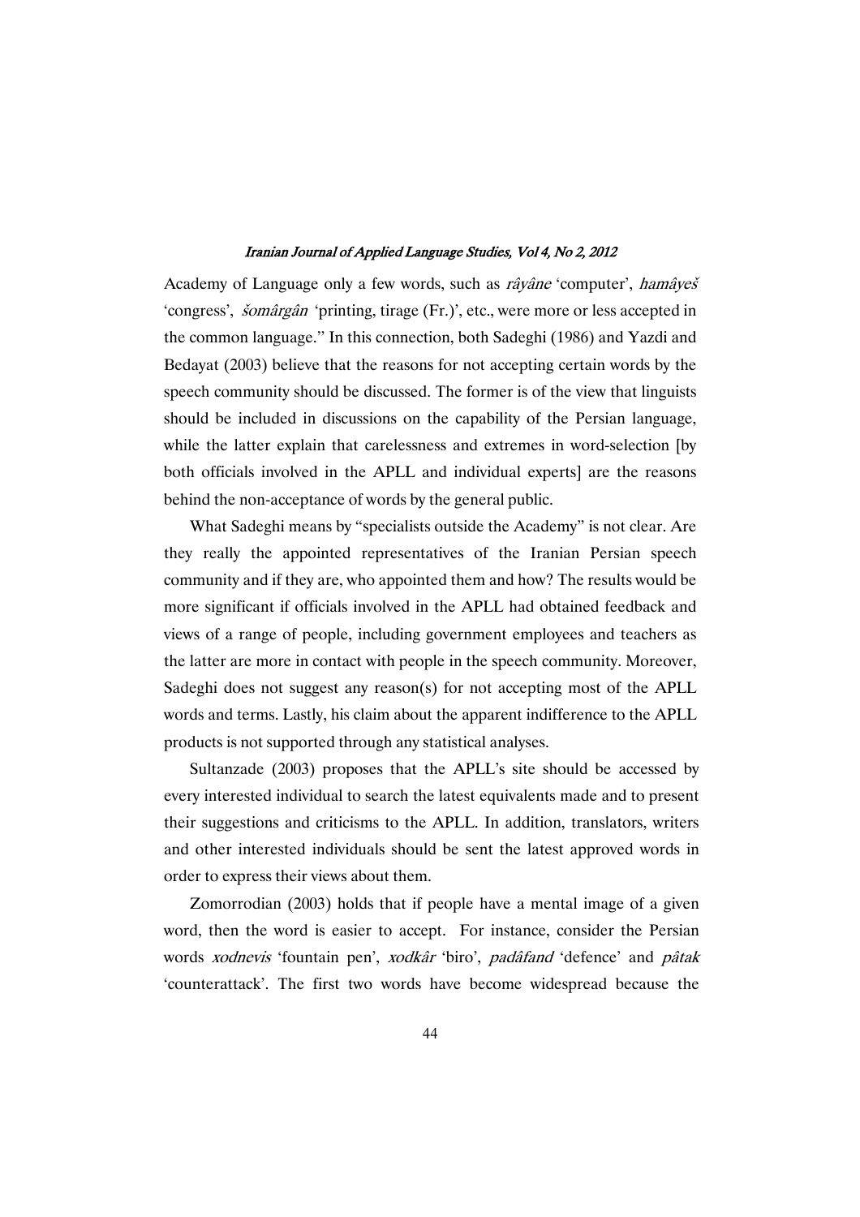Academy of Language only a few words, such as *râyâne* 'computer', *hamâyeš* 'congress', *šomârgân* 'printing, tirage (Fr.)', etc., were more or less accepted in the common language." In this connection, both Sadeghi (1986) and Yazdi and Bedayat (2003) believe that the reasons for not accepting certain words by the speech community should be discussed. The former is of the view that linguists should be included in discussions on the capability of the Persian language, while the latter explain that carelessness and extremes in word-selection [by both officials involved in the APLL and individual experts] are the reasons behind the non-acceptance of words by the general public.

What Sadeghi means by "specialists outside the Academy" is not clear. Are they really the appointed representatives of the Iranian Persian speech community and if they are, who appointed them and how? The results would be more significant if officials involved in the APLL had obtained feedback and views of a range of people, including government employees and teachers as the latter are more in contact with people in the speech community. Moreover, Sadeghi does not suggest any reason(s) for not accepting most of the APLL words and terms. Lastly, his claim about the apparent indifference to the APLL products is not supported through any statistical analyses.

Sultanzade (2003) proposes that the APLL's site should be accessed by every interested individual to search the latest equivalents made and to present their suggestions and criticisms to the APLL. In addition, translators, writers and other interested individuals should be sent the latest approved words in order to express their views about them.

Zomorrodian (2003) holds that if people have a mental image of a given word, then the word is easier to accept. For instance, consider the Persian words *xodnevis* 'fountain pen', *xodkâr* 'biro', *padâfand* 'defence' and *pâtak* 'counterattack'. The first two words have become widespread because the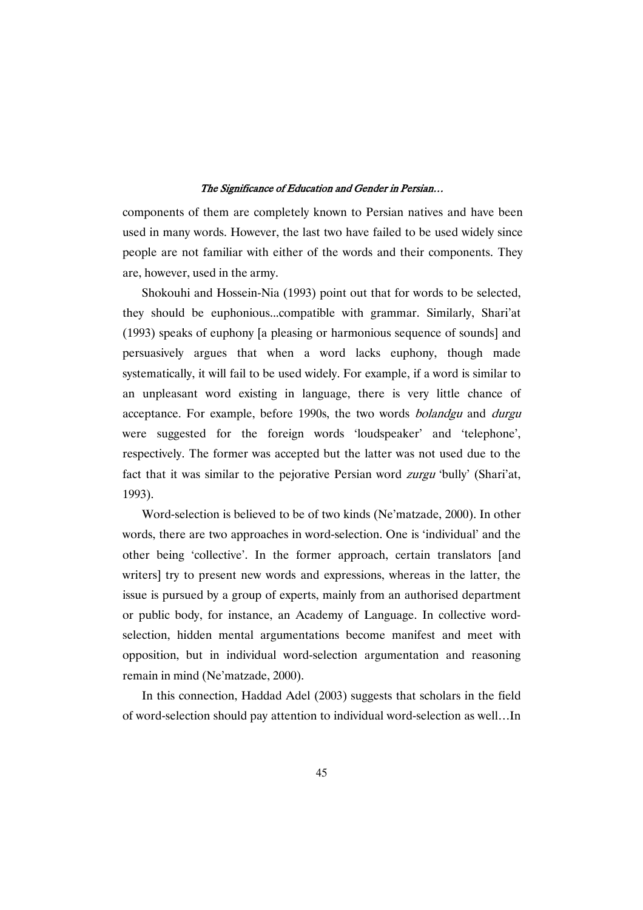components of them are completely known to Persian natives and have been used in many words. However, the last two have failed to be used widely since people are not familiar with either of the words and their components. They are, however, used in the army.

Shokouhi and Hossein-Nia (1993) point out that for words to be selected, they should be euphonious...compatible with grammar. Similarly, Shari'at (1993) speaks of euphony [a pleasing or harmonious sequence of sounds] and persuasively argues that when a word lacks euphony, though made systematically, it will fail to be used widely. For example, if a word is similar to an unpleasant word existing in language, there is very little chance of acceptance. For example, before 1990s, the two words *bolandgu* and *durgu* were suggested for the foreign words 'loudspeaker' and 'telephone', respectively. The former was accepted but the latter was not used due to the fact that it was similar to the pejorative Persian word *zurgu* 'bully' (Shari'at, 1993).

Word-selection is believed to be of two kinds (Ne'matzade, 2000). In other words, there are two approaches in word-selection. One is 'individual' and the other being 'collective'. In the former approach, certain translators [and writers] try to present new words and expressions, whereas in the latter, the issue is pursued by a group of experts, mainly from an authorised department or public body, for instance, an Academy of Language. In collective word-selection, hidden mental argumentations become manifest and meet with opposition, but in individual word-selection argumentation and reasoning remain in mind (Ne'matzade, 2000).

In this connection, Haddad Adel (2003) suggests that scholars in the field of word-selection should pay attention to individual word-selection as well…In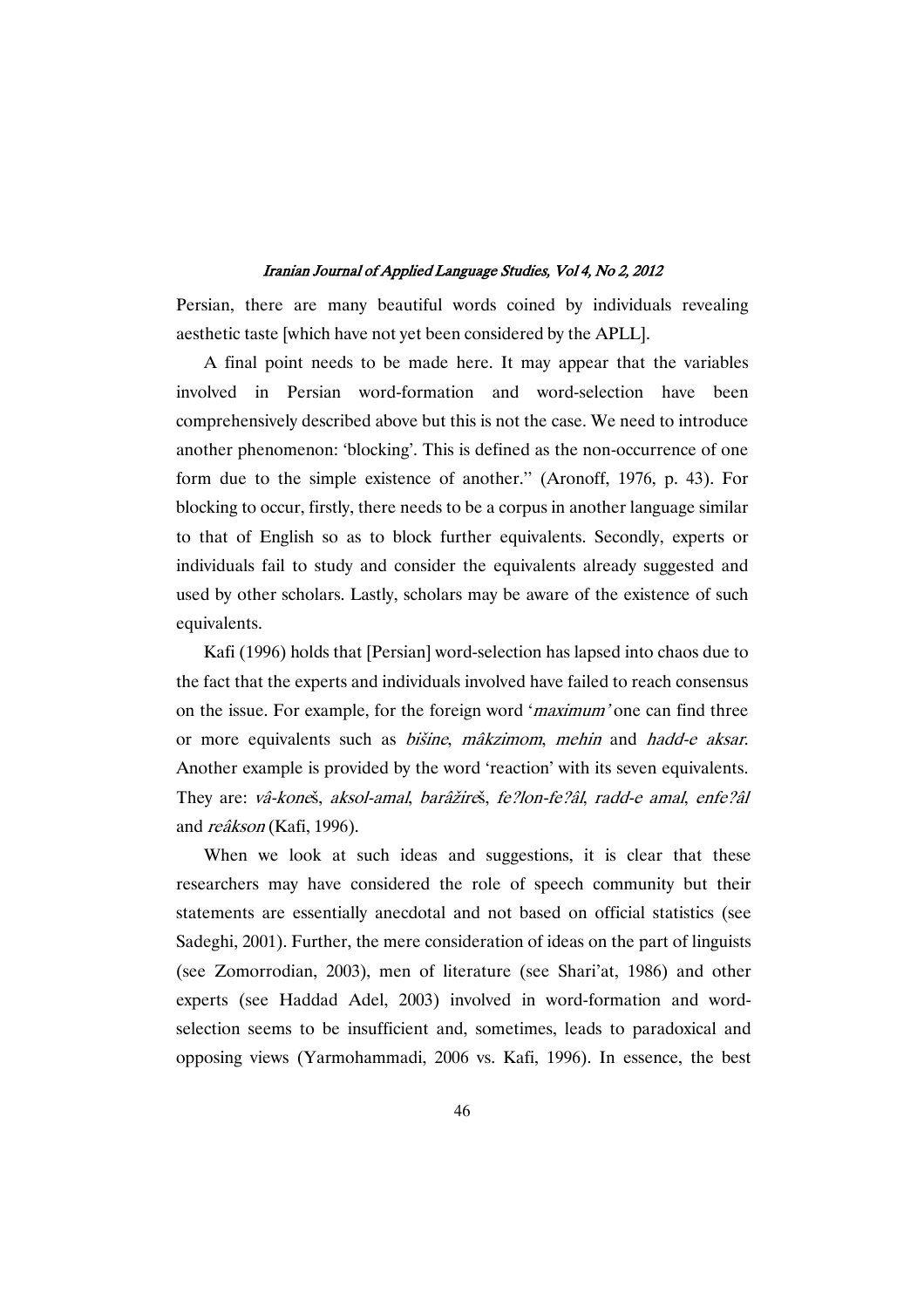Persian, there are many beautiful words coined by individuals revealing aesthetic taste [which have not yet been considered by the APLL].

A final point needs to be made here. It may appear that the variables involved in Persian word-formation and word-selection have been comprehensively described above but this is not the case. We need to introduce another phenomenon: 'blocking'. This is defined as the non-occurrence of one form due to the simple existence of another." (Aronoff, 1976, p. 43). For blocking to occur, firstly, there needs to be a corpus in another language similar to that of English so as to block further equivalents. Secondly, experts or individuals fail to study and consider the equivalents already suggested and used by other scholars. Lastly, scholars may be aware of the existence of such equivalents.

Kafi (1996) holds that [Persian] word-selection has lapsed into chaos due to the fact that the experts and individuals involved have failed to reach consensus on the issue. For example, for the foreign word '*maximum*' one can find three or more equivalents such as *bišine*, *mâkzimom*, *mehin* and *hadd-e aksar*. Another example is provided by the word 'reaction' with its seven equivalents. They are: *vâ-koneš*, *aksol-amal*, *barâžireš*, *fe?lon-fe?âl*, *radd-e amal*, *enfe?âl* and *reâkson* (Kafi, 1996).

When we look at such ideas and suggestions, it is clear that these researchers may have considered the role of speech community but their statements are essentially anecdotal and not based on official statistics (see Sadeghi, 2001). Further, the mere consideration of ideas on the part of linguists (see Zomorrodian, 2003), men of literature (see Shari'at, 1986) and other experts (see Haddad Adel, 2003) involved in word-formation and word-selection seems to be insufficient and, sometimes, leads to paradoxical and opposing views (Yarmohammadi, 2006 vs. Kafi, 1996). In essence, the best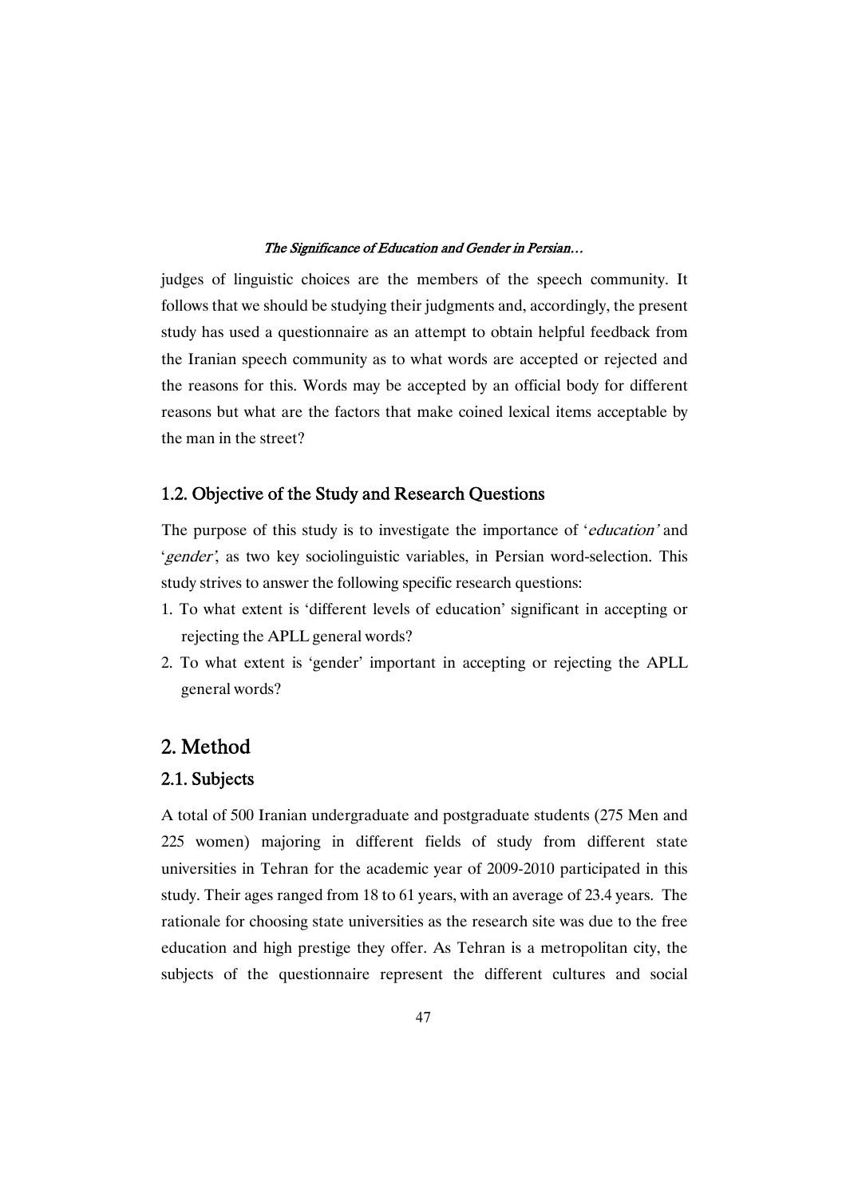judges of linguistic choices are the members of the speech community. It follows that we should be studying their judgments and, accordingly, the present study has used a questionnaire as an attempt to obtain helpful feedback from the Iranian speech community as to what words are accepted or rejected and the reasons for this. Words may be accepted by an official body for different reasons but what are the factors that make coined lexical items acceptable by the man in the street?

### 1.2. Objective of the Study and Research Questions

The purpose of this study is to investigate the importance of '*education*' and '*gender*', as two key sociolinguistic variables, in Persian word-selection. This study strives to answer the following specific research questions:

1. To what extent is 'different levels of education' significant in accepting or rejecting the APLL general words?
2. To what extent is 'gender' important in accepting or rejecting the APLL general words?

## 2. Method

### 2.1. Subjects

A total of 500 Iranian undergraduate and postgraduate students (275 Men and 225 women) majoring in different fields of study from different state universities in Tehran for the academic year of 2009-2010 participated in this study. Their ages ranged from 18 to 61 years, with an average of 23.4 years. The rationale for choosing state universities as the research site was due to the free education and high prestige they offer. As Tehran is a metropolitan city, the subjects of the questionnaire represent the different cultures and social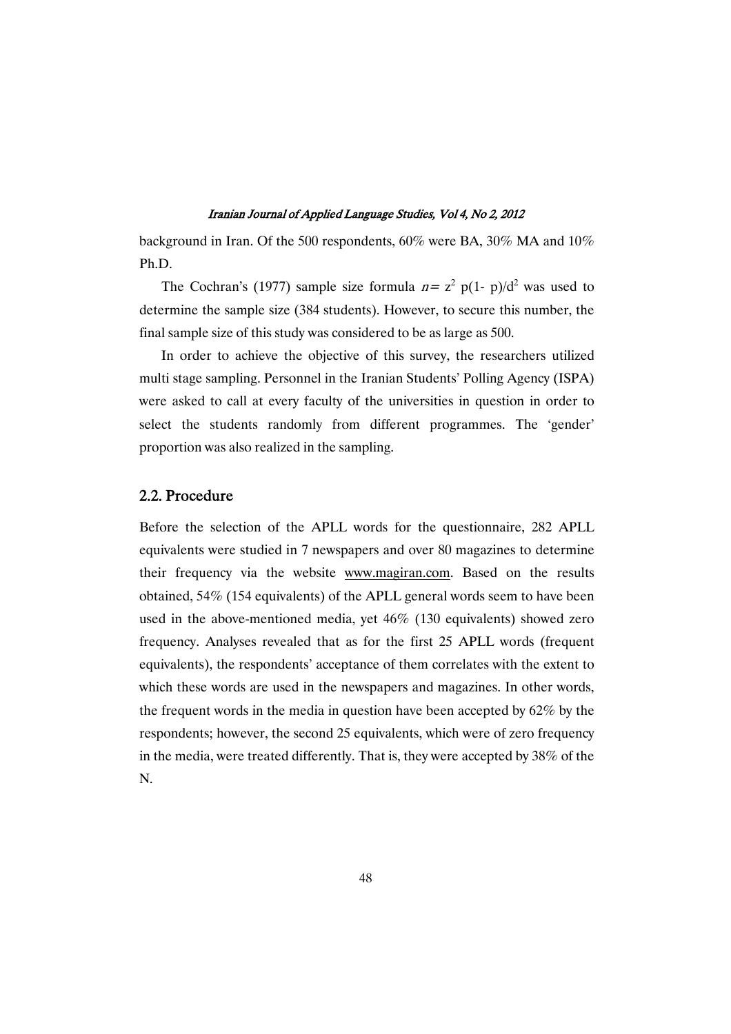background in Iran. Of the 500 respondents, 60% were BA, 30% MA and 10% Ph.D.

The Cochran's (1977) sample size formula $n = z^2\ p(1-\ p)/d^2$ was used to determine the sample size (384 students). However, to secure this number, the final sample size of this study was considered to be as large as 500.

In order to achieve the objective of this survey, the researchers utilized multi stage sampling. Personnel in the Iranian Students' Polling Agency (ISPA) were asked to call at every faculty of the universities in question in order to select the students randomly from different programmes. The 'gender' proportion was also realized in the sampling.

## 2.2. Procedure

Before the selection of the APLL words for the questionnaire, 282 APLL equivalents were studied in 7 newspapers and over 80 magazines to determine their frequency via the website www.magiran.com. Based on the results obtained, 54% (154 equivalents) of the APLL general words seem to have been used in the above-mentioned media, yet 46% (130 equivalents) showed zero frequency. Analyses revealed that as for the first 25 APLL words (frequent equivalents), the respondents' acceptance of them correlates with the extent to which these words are used in the newspapers and magazines. In other words, the frequent words in the media in question have been accepted by 62% by the respondents; however, the second 25 equivalents, which were of zero frequency in the media, were treated differently. That is, they were accepted by 38% of the N.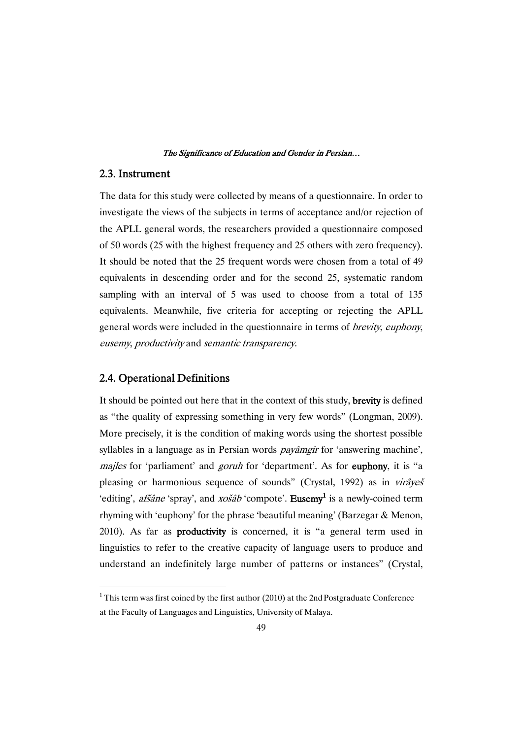## 2.3. Instrument

The data for this study were collected by means of a questionnaire. In order to investigate the views of the subjects in terms of acceptance and/or rejection of the APLL general words, the researchers provided a questionnaire composed of 50 words (25 with the highest frequency and 25 others with zero frequency). It should be noted that the 25 frequent words were chosen from a total of 49 equivalents in descending order and for the second 25, systematic random sampling with an interval of 5 was used to choose from a total of 135 equivalents. Meanwhile, five criteria for accepting or rejecting the APLL general words were included in the questionnaire in terms of *brevity*, *euphony*, *eusemy*, *productivity* and *semantic transparency*.

## 2.4. Operational Definitions

It should be pointed out here that in the context of this study, **brevity** is defined as "the quality of expressing something in very few words" (Longman, 2009). More precisely, it is the condition of making words using the shortest possible syllables in a language as in Persian words *payâmgir* for 'answering machine', *majles* for 'parliament' and *goruh* for 'department'. As for **euphony**, it is "a pleasing or harmonious sequence of sounds" (Crystal, 1992) as in *virâyeš* 'editing', *afšâne* 'spray', and *xošâb* 'compote'. **Eusemy**[1] is a newly-coined term rhyming with 'euphony' for the phrase 'beautiful meaning' (Barzegar & Menon, 2010). As far as **productivity** is concerned, it is "a general term used in linguistics to refer to the creative capacity of language users to produce and understand an indefinitely large number of patterns or instances" (Crystal,

[1] This term was first coined by the first author (2010) at the 2nd Postgraduate Conference at the Faculty of Languages and Linguistics, University of Malaya.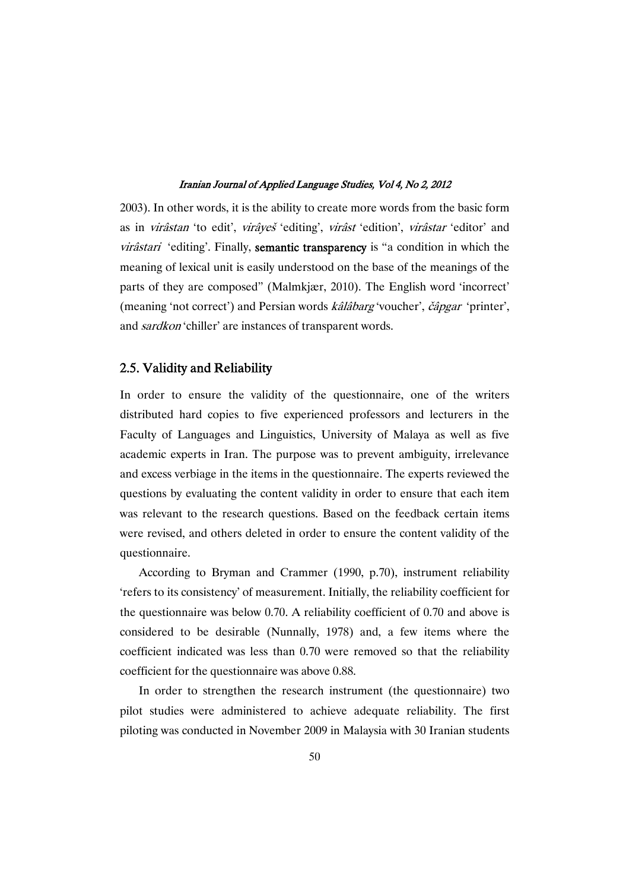2003). In other words, it is the ability to create more words from the basic form as in *virâstan* 'to edit', *virâyeš* 'editing', *virâst* 'edition', *virâstar* 'editor' and *virâstari* 'editing'. Finally, **semantic transparency** is "a condition in which the meaning of lexical unit is easily understood on the base of the meanings of the parts of they are composed" (Malmkjær, 2010). The English word 'incorrect' (meaning 'not correct') and Persian words *kâlâbarg* 'voucher', *čâpgar* 'printer', and *sardkon* 'chiller' are instances of transparent words.

## 2.5. Validity and Reliability

In order to ensure the validity of the questionnaire, one of the writers distributed hard copies to five experienced professors and lecturers in the Faculty of Languages and Linguistics, University of Malaya as well as five academic experts in Iran. The purpose was to prevent ambiguity, irrelevance and excess verbiage in the items in the questionnaire. The experts reviewed the questions by evaluating the content validity in order to ensure that each item was relevant to the research questions. Based on the feedback certain items were revised, and others deleted in order to ensure the content validity of the questionnaire.

According to Bryman and Crammer (1990, p.70), instrument reliability 'refers to its consistency' of measurement. Initially, the reliability coefficient for the questionnaire was below 0.70. A reliability coefficient of 0.70 and above is considered to be desirable (Nunnally, 1978) and, a few items where the coefficient indicated was less than 0.70 were removed so that the reliability coefficient for the questionnaire was above 0.88.

In order to strengthen the research instrument (the questionnaire) two pilot studies were administered to achieve adequate reliability. The first piloting was conducted in November 2009 in Malaysia with 30 Iranian students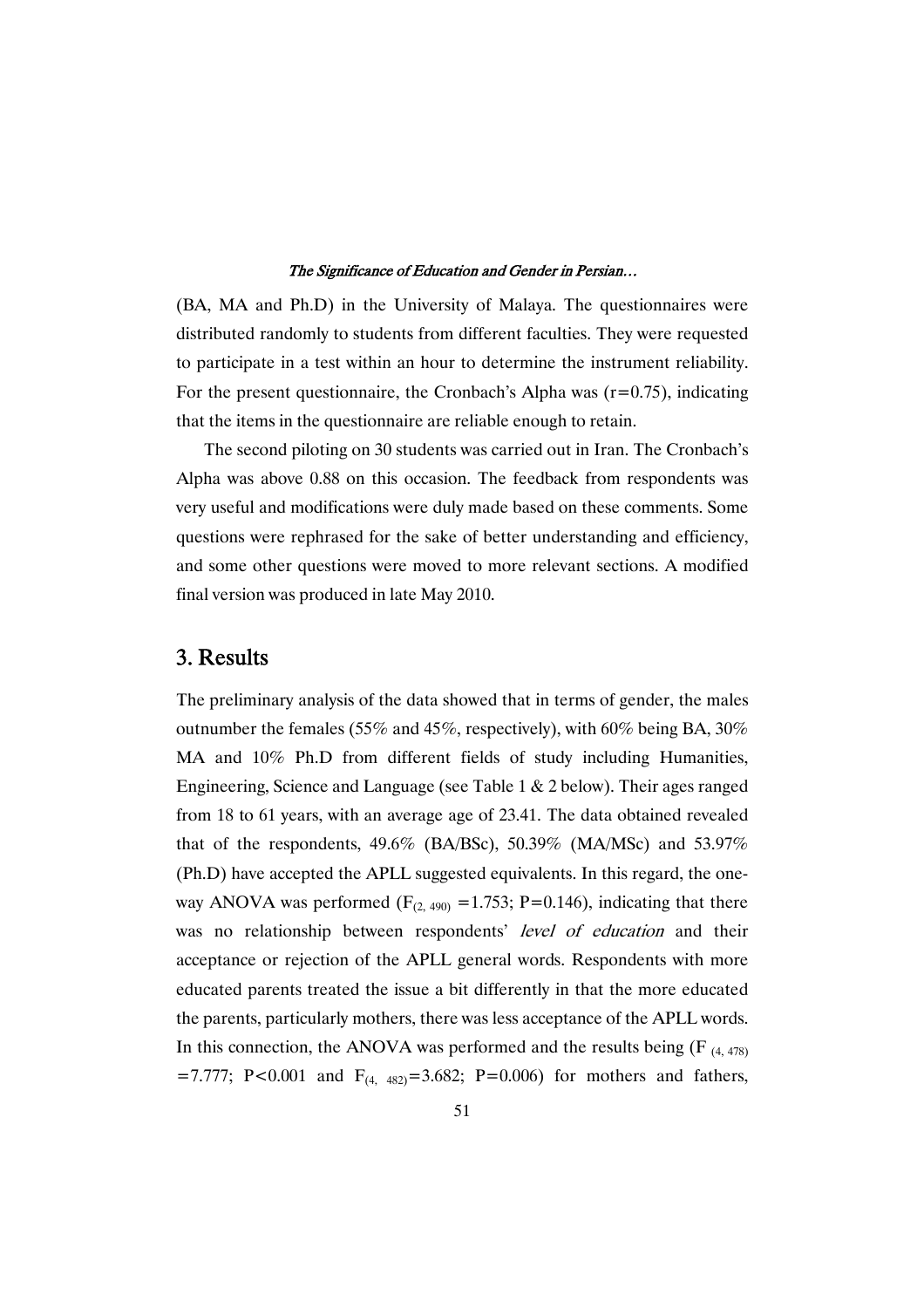(BA, MA and Ph.D) in the University of Malaya. The questionnaires were distributed randomly to students from different faculties. They were requested to participate in a test within an hour to determine the instrument reliability. For the present questionnaire, the Cronbach's Alpha was ($r=0.75$), indicating that the items in the questionnaire are reliable enough to retain.

The second piloting on 30 students was carried out in Iran. The Cronbach's Alpha was above 0.88 on this occasion. The feedback from respondents was very useful and modifications were duly made based on these comments. Some questions were rephrased for the sake of better understanding and efficiency, and some other questions were moved to more relevant sections. A modified final version was produced in late May 2010.

## 3. Results

The preliminary analysis of the data showed that in terms of gender, the males outnumber the females (55% and 45%, respectively), with 60% being BA, 30% MA and 10% Ph.D from different fields of study including Humanities, Engineering, Science and Language (see Table 1 & 2 below). Their ages ranged from 18 to 61 years, with an average age of 23.41. The data obtained revealed that of the respondents, 49.6% (BA/BSc), 50.39% (MA/MSc) and 53.97% (Ph.D) have accepted the APLL suggested equivalents. In this regard, the one-way ANOVA was performed ($F_{(2, 490)}=1.753$; $P=0.146$), indicating that there was no relationship between respondents' *level of education* and their acceptance or rejection of the APLL general words. Respondents with more educated parents treated the issue a bit differently in that the more educated the parents, particularly mothers, there was less acceptance of the APLL words. In this connection, the ANOVA was performed and the results being ($F_{(4, 478)}=7.777$; $P<0.001$ and $F_{(4, 482)}=3.682$; $P=0.006$) for mothers and fathers,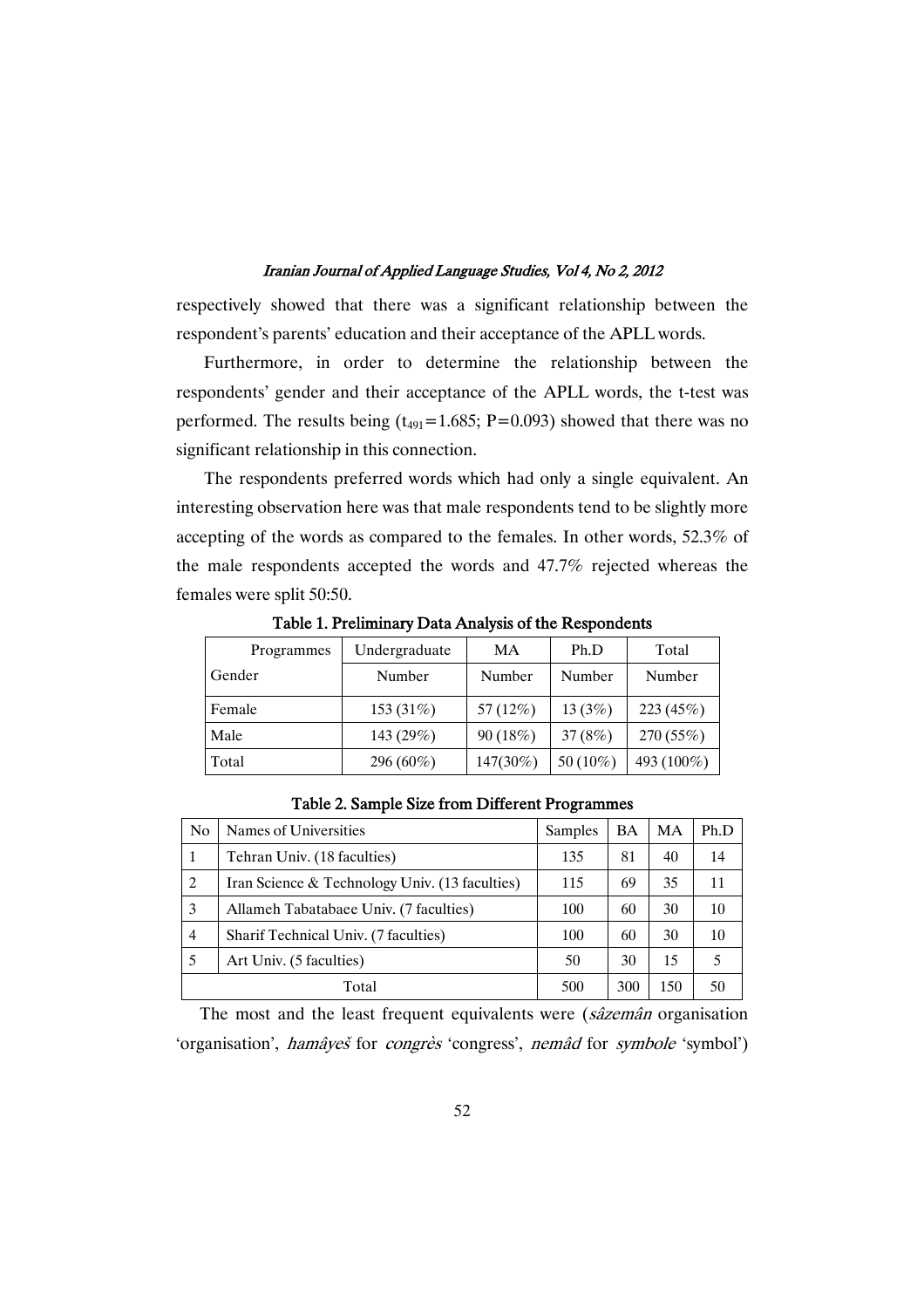respectively showed that there was a significant relationship between the respondent's parents' education and their acceptance of the APLL words.

Furthermore, in order to determine the relationship between the respondents' gender and their acceptance of the APLL words, the t-test was performed. The results being ($t_{491}$=1.685; P=0.093) showed that there was no significant relationship in this connection.

The respondents preferred words which had only a single equivalent. An interesting observation here was that male respondents tend to be slightly more accepting of the words as compared to the females. In other words, 52.3% of the male respondents accepted the words and 47.7% rejected whereas the females were split 50:50.

**Table 1. Preliminary Data Analysis of the Respondents**

| Programmes | Undergraduate | MA | Ph.D | Total |
|---|---|---|---|---|
| Gender | Number | Number | Number | Number |
| Female | 153 (31%) | 57 (12%) | 13 (3%) | 223 (45%) |
| Male | 143 (29%) | 90 (18%) | 37 (8%) | 270 (55%) |
| Total | 296 (60%) | 147(30%) | 50 (10%) | 493 (100%) |

**Table 2. Sample Size from Different Programmes**

| No | Names of Universities | Samples | BA | MA | Ph.D |
|---|---|---|---|---|---|
| 1 | Tehran Univ. (18 faculties) | 135 | 81 | 40 | 14 |
| 2 | Iran Science & Technology Univ. (13 faculties) | 115 | 69 | 35 | 11 |
| 3 | Allameh Tabatabaee Univ. (7 faculties) | 100 | 60 | 30 | 10 |
| 4 | Sharif Technical Univ. (7 faculties) | 100 | 60 | 30 | 10 |
| 5 | Art Univ. (5 faculties) | 50 | 30 | 15 | 5 |
| | Total | 500 | 300 | 150 | 50 |

The most and the least frequent equivalents were (*sâzemân* organisation 'organisation', *hamâyeš* for *congrès* 'congress', *nemâd* for *symbole* 'symbol')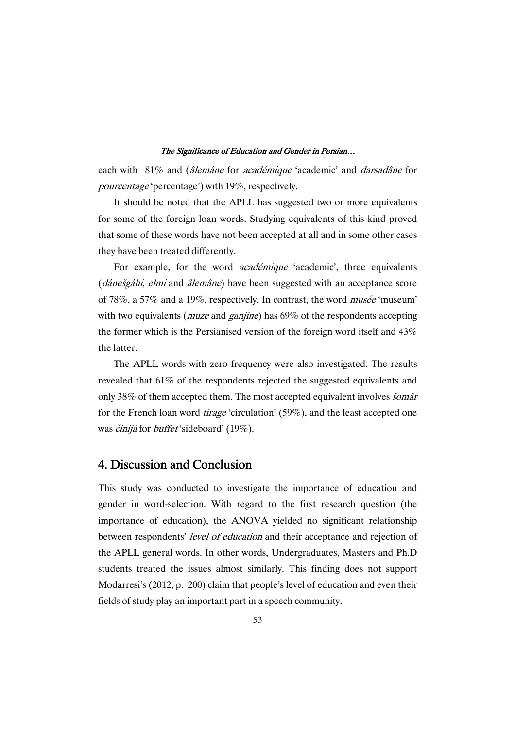each with 81% and (*âlemâne* for *académique* 'academic' and *darsadâne* for *pourcentage* 'percentage') with 19%, respectively.

It should be noted that the APLL has suggested two or more equivalents for some of the foreign loan words. Studying equivalents of this kind proved that some of these words have not been accepted at all and in some other cases they have been treated differently.

For example, for the word *académique* 'academic', three equivalents (*dânešgâhi, elmi* and *âlemâne*) have been suggested with an acceptance score of 78%, a 57% and a 19%, respectively. In contrast, the word *musée* 'museum' with two equivalents (*muze* and *ganjine*) has 69% of the respondents accepting the former which is the Persianised version of the foreign word itself and 43% the latter.

The APLL words with zero frequency were also investigated. The results revealed that 61% of the respondents rejected the suggested equivalents and only 38% of them accepted them. The most accepted equivalent involves *šomâr* for the French loan word *tirage* 'circulation' (59%), and the least accepted one was *činijâ* for *buffet* 'sideboard' (19%).

## 4. Discussion and Conclusion

This study was conducted to investigate the importance of education and gender in word-selection. With regard to the first research question (the importance of education), the ANOVA yielded no significant relationship between respondents' *level of education* and their acceptance and rejection of the APLL general words. In other words, Undergraduates, Masters and Ph.D students treated the issues almost similarly. This finding does not support Modarresi's (2012, p. 200) claim that people's level of education and even their fields of study play an important part in a speech community.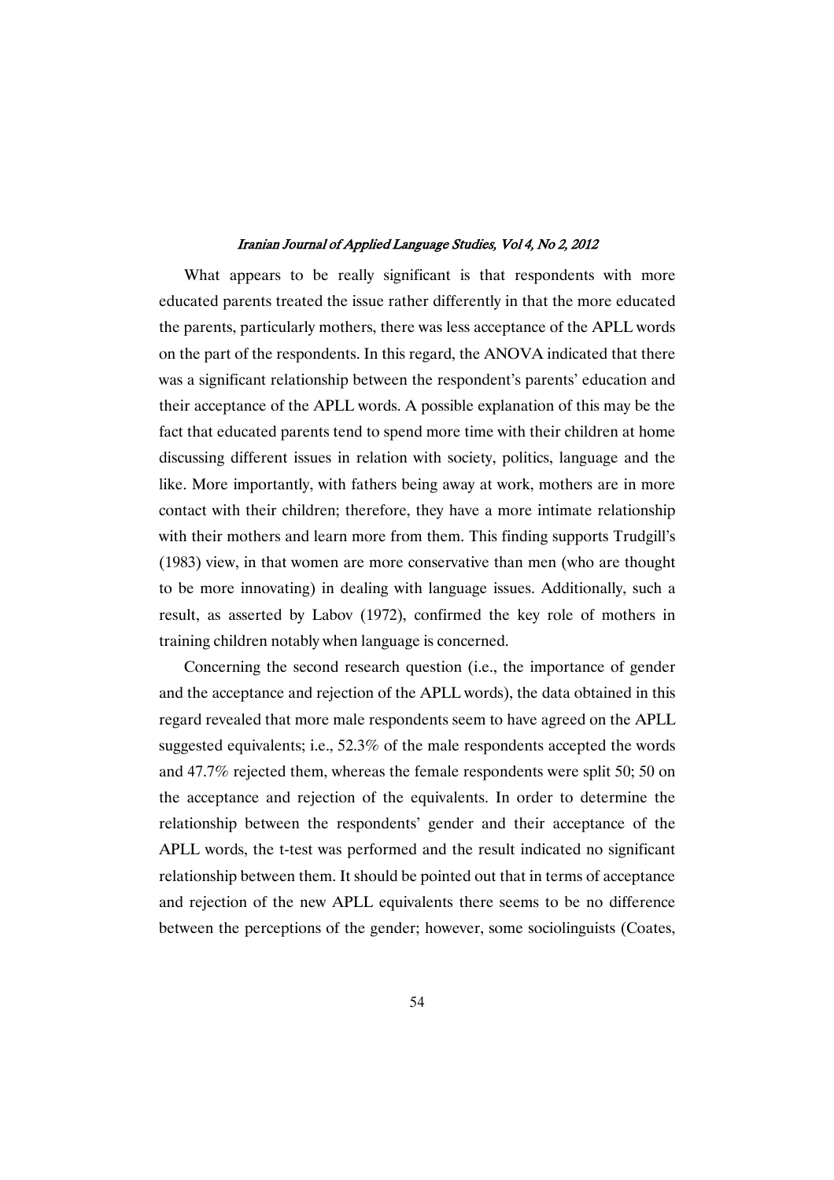What appears to be really significant is that respondents with more educated parents treated the issue rather differently in that the more educated the parents, particularly mothers, there was less acceptance of the APLL words on the part of the respondents. In this regard, the ANOVA indicated that there was a significant relationship between the respondent's parents' education and their acceptance of the APLL words. A possible explanation of this may be the fact that educated parents tend to spend more time with their children at home discussing different issues in relation with society, politics, language and the like. More importantly, with fathers being away at work, mothers are in more contact with their children; therefore, they have a more intimate relationship with their mothers and learn more from them. This finding supports Trudgill's (1983) view, in that women are more conservative than men (who are thought to be more innovating) in dealing with language issues. Additionally, such a result, as asserted by Labov (1972), confirmed the key role of mothers in training children notably when language is concerned.

Concerning the second research question (i.e., the importance of gender and the acceptance and rejection of the APLL words), the data obtained in this regard revealed that more male respondents seem to have agreed on the APLL suggested equivalents; i.e., 52.3% of the male respondents accepted the words and 47.7% rejected them, whereas the female respondents were split 50; 50 on the acceptance and rejection of the equivalents. In order to determine the relationship between the respondents' gender and their acceptance of the APLL words, the t-test was performed and the result indicated no significant relationship between them. It should be pointed out that in terms of acceptance and rejection of the new APLL equivalents there seems to be no difference between the perceptions of the gender; however, some sociolinguists (Coates,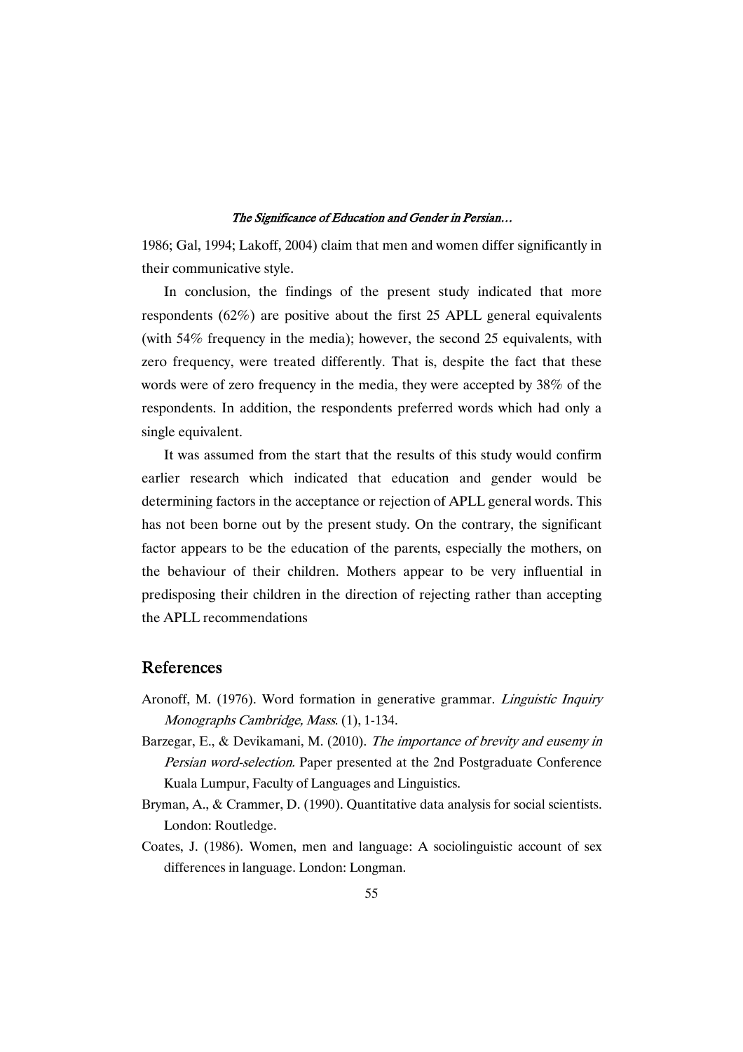1986; Gal, 1994; Lakoff, 2004) claim that men and women differ significantly in their communicative style.

In conclusion, the findings of the present study indicated that more respondents (62%) are positive about the first 25 APLL general equivalents (with 54% frequency in the media); however, the second 25 equivalents, with zero frequency, were treated differently. That is, despite the fact that these words were of zero frequency in the media, they were accepted by 38% of the respondents. In addition, the respondents preferred words which had only a single equivalent.

It was assumed from the start that the results of this study would confirm earlier research which indicated that education and gender would be determining factors in the acceptance or rejection of APLL general words. This has not been borne out by the present study. On the contrary, the significant factor appears to be the education of the parents, especially the mothers, on the behaviour of their children. Mothers appear to be very influential in predisposing their children in the direction of rejecting rather than accepting the APLL recommendations

## References

Aronoff, M. (1976). Word formation in generative grammar. *Linguistic Inquiry Monographs Cambridge, Mass.* (1), 1-134.

Barzegar, E., & Devikamani, M. (2010). *The importance of brevity and eusemy in Persian word-selection.* Paper presented at the 2nd Postgraduate Conference Kuala Lumpur, Faculty of Languages and Linguistics.

Bryman, A., & Crammer, D. (1990). Quantitative data analysis for social scientists. London: Routledge.

Coates, J. (1986). Women, men and language: A sociolinguistic account of sex differences in language. London: Longman.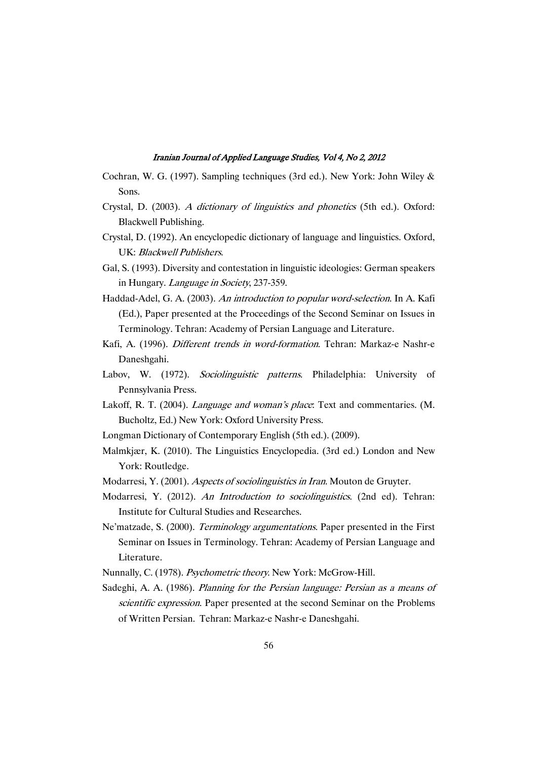Cochran, W. G. (1997). Sampling techniques (3rd ed.). New York: John Wiley & Sons.

Crystal, D. (2003). *A dictionary of linguistics and phonetics* (5th ed.). Oxford: Blackwell Publishing.

Crystal, D. (1992). An encyclopedic dictionary of language and linguistics. Oxford, UK: *Blackwell Publishers*.

Gal, S. (1993). Diversity and contestation in linguistic ideologies: German speakers in Hungary. *Language in Society*, 237-359.

Haddad-Adel, G. A. (2003). *An introduction to popular word-selection*. In A. Kafi (Ed.), Paper presented at the Proceedings of the Second Seminar on Issues in Terminology. Tehran: Academy of Persian Language and Literature.

Kafi, A. (1996). *Different trends in word-formation*. Tehran: Markaz-e Nashr-e Daneshgahi.

Labov, W. (1972). *Sociolinguistic patterns*. Philadelphia: University of Pennsylvania Press.

Lakoff, R. T. (2004). *Language and woman's place*: Text and commentaries. (M. Bucholtz, Ed.) New York: Oxford University Press.

Longman Dictionary of Contemporary English (5th ed.). (2009).

Malmkjær, K. (2010). The Linguistics Encyclopedia. (3rd ed.) London and New York: Routledge.

Modarresi, Y. (2001). *Aspects of sociolinguistics in Iran*. Mouton de Gruyter.

Modarresi, Y. (2012). *An Introduction to sociolinguistics*. (2nd ed). Tehran: Institute for Cultural Studies and Researches.

Ne'matzade, S. (2000). *Terminology argumentations*. Paper presented in the First Seminar on Issues in Terminology. Tehran: Academy of Persian Language and Literature.

Nunnally, C. (1978). *Psychometric theory*. New York: McGrow-Hill.

Sadeghi, A. A. (1986). *Planning for the Persian language: Persian as a means of scientific expression*. Paper presented at the second Seminar on the Problems of Written Persian. Tehran: Markaz-e Nashr-e Daneshgahi.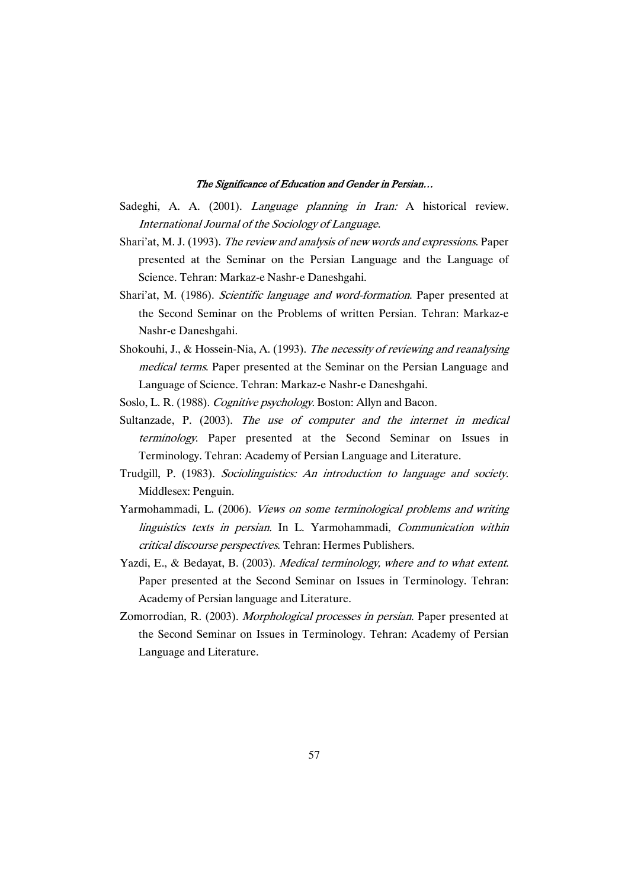Sadeghi, A. A. (2001). *Language planning in Iran:* A historical review. *International Journal of the Sociology of Language*.

Shari'at, M. J. (1993). *The review and analysis of new words and expressions*. Paper presented at the Seminar on the Persian Language and the Language of Science. Tehran: Markaz-e Nashr-e Daneshgahi.

Shari'at, M. (1986). *Scientific language and word-formation*. Paper presented at the Second Seminar on the Problems of written Persian. Tehran: Markaz-e Nashr-e Daneshgahi.

Shokouhi, J., & Hossein-Nia, A. (1993). *The necessity of reviewing and reanalysing medical terms*. Paper presented at the Seminar on the Persian Language and Language of Science. Tehran: Markaz-e Nashr-e Daneshgahi.

Soslo, L. R. (1988). *Cognitive psychology*. Boston: Allyn and Bacon.

Sultanzade, P. (2003). *The use of computer and the internet in medical terminology*. Paper presented at the Second Seminar on Issues in Terminology. Tehran: Academy of Persian Language and Literature.

Trudgill, P. (1983). *Sociolinguistics: An introduction to language and society*. Middlesex: Penguin.

Yarmohammadi, L. (2006). *Views on some terminological problems and writing linguistics texts in persian*. In L. Yarmohammadi, *Communication within critical discourse perspectives*. Tehran: Hermes Publishers.

Yazdi, E., & Bedayat, B. (2003). *Medical terminology, where and to what extent*. Paper presented at the Second Seminar on Issues in Terminology. Tehran: Academy of Persian language and Literature.

Zomorrodian, R. (2003). *Morphological processes in persian*. Paper presented at the Second Seminar on Issues in Terminology. Tehran: Academy of Persian Language and Literature.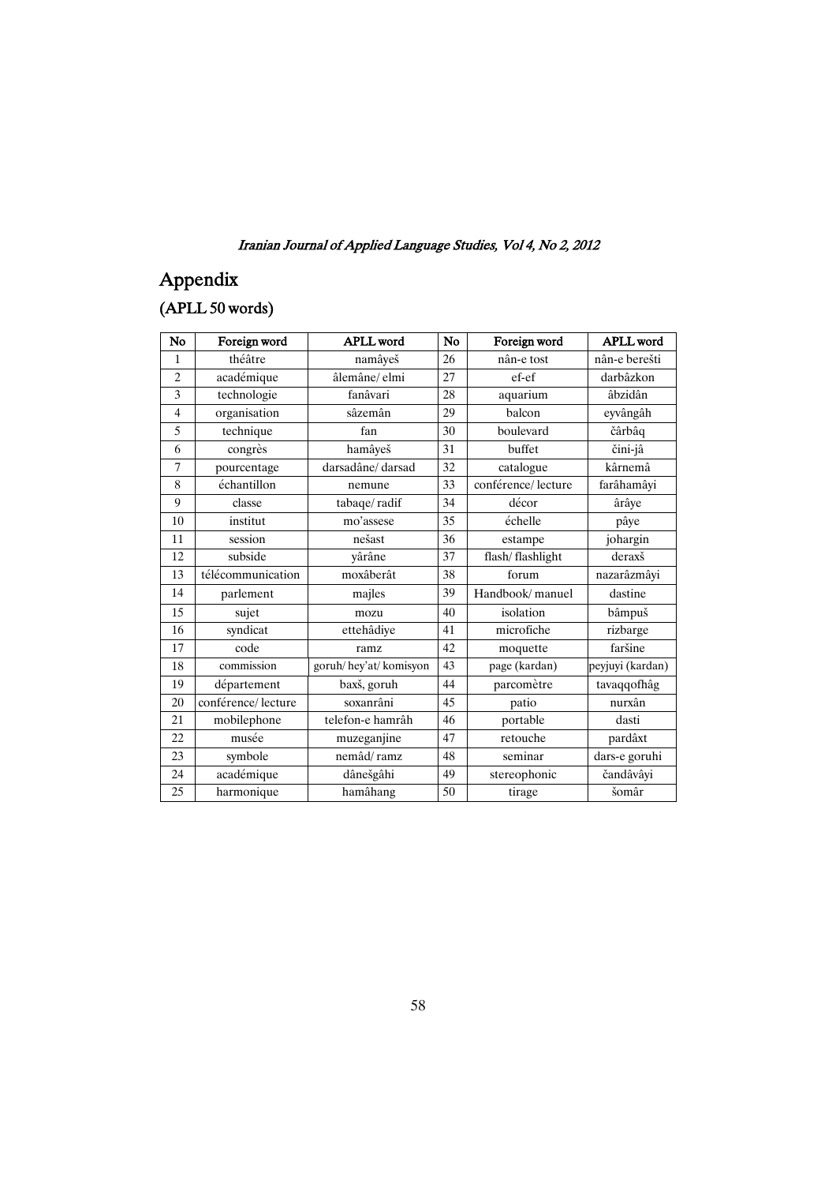# Appendix

## (APLL 50 words)

| No | Foreign word | APLL word | No | Foreign word | APLL word |
|---|---|---|---|---|---|
| 1 | théâtre | namâyeš | 26 | nân-e tost | nân-e berešti |
| 2 | académique | âlemâne/ elmi | 27 | ef-ef | darbâzkon |
| 3 | technologie | fanâvari | 28 | aquarium | âbzidân |
| 4 | organisation | sâzemân | 29 | balcon | eyvângâh |
| 5 | technique | fan | 30 | boulevard | čârbâq |
| 6 | congrès | hamâyeš | 31 | buffet | čini-jâ |
| 7 | pourcentage | darsadâne/ darsad | 32 | catalogue | kârnemâ |
| 8 | échantillon | nemune | 33 | conférence/ lecture | farâhamâyi |
| 9 | classe | tabaqe/ radif | 34 | décor | ârâye |
| 10 | institut | mo'assese | 35 | échelle | pâye |
| 11 | session | nešast | 36 | estampe | johargin |
| 12 | subside | yârâne | 37 | flash/ flashlight | deraxš |
| 13 | télécommunication | moxâberât | 38 | forum | nazarâzmâyi |
| 14 | parlement | majles | 39 | Handbook/ manuel | dastine |
| 15 | sujet | mozu | 40 | isolation | bâmpuš |
| 16 | syndicat | ettehâdiye | 41 | microfiche | rizbarge |
| 17 | code | ramz | 42 | moquette | faršine |
| 18 | commission | goruh/ hey'at/ komisyon | 43 | page (kardan) | peyjuyi (kardan) |
| 19 | département | baxš, goruh | 44 | parcomètre | tavaqqofhâg |
| 20 | conférence/ lecture | soxanrâni | 45 | patio | nurxân |
| 21 | mobilephone | telefon-e hamrâh | 46 | portable | dasti |
| 22 | musée | muzeganjine | 47 | retouche | pardâxt |
| 23 | symbole | nemâd/ ramz | 48 | seminar | dars-e goruhi |
| 24 | académique | dânešgâhi | 49 | stereophonic | čandâvâyi |
| 25 | harmonique | hamâhang | 50 | tirage | šomâr |